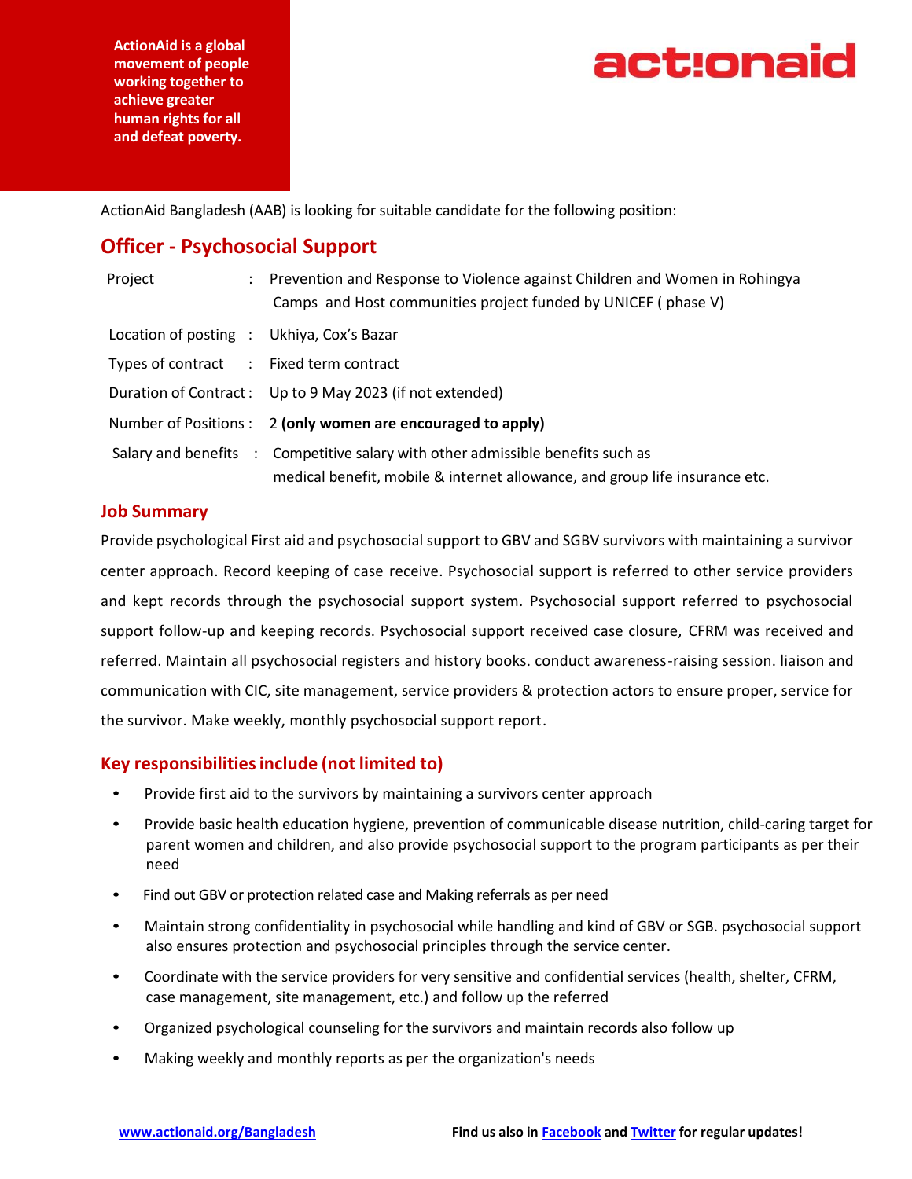ActionAid is a global movement of people working together to achieve greater human rights for all and defeat poverty.

actionaid

ActionAid Bangladesh (AAB) is looking for suitable candidate for the following position:

## Officer - Psychosocial Support

| | | |
|---|---|---|
| Project | : | Prevention and Response to Violence against Children and Women in Rohingya Camps and Host communities project funded by UNICEF ( phase V) |
| Location of posting | : | Ukhiya, Cox's Bazar |
| Types of contract | : | Fixed term contract |
| Duration of Contract | : | Up to 9 May 2023 (if not extended) |
| Number of Positions | : | 2 **(only women are encouraged to apply)** |
| Salary and benefits | : | Competitive salary with other admissible benefits such as medical benefit, mobile & internet allowance, and group life insurance etc. |

### Job Summary

Provide psychological First aid and psychosocial support to GBV and SGBV survivors with maintaining a survivor center approach. Record keeping of case receive. Psychosocial support is referred to other service providers and kept records through the psychosocial support system. Psychosocial support referred to psychosocial support follow-up and keeping records. Psychosocial support received case closure, CFRM was received and referred. Maintain all psychosocial registers and history books. conduct awareness-raising session. liaison and communication with CIC, site management, service providers & protection actors to ensure proper, service for the survivor. Make weekly, monthly psychosocial support report.

### Key responsibilities include (not limited to)

- Provide first aid to the survivors by maintaining a survivors center approach
- Provide basic health education hygiene, prevention of communicable disease nutrition, child-caring target for parent women and children, and also provide psychosocial support to the program participants as per their need
- Find out GBV or protection related case and Making referrals as per need
- Maintain strong confidentiality in psychosocial while handling and kind of GBV or SGB. psychosocial support also ensures protection and psychosocial principles through the service center.
- Coordinate with the service providers for very sensitive and confidential services (health, shelter, CFRM, case management, site management, etc.) and follow up the referred
- Organized psychological counseling for the survivors and maintain records also follow up
- Making weekly and monthly reports as per the organization's needs

www.actionaid.org/Bangladesh Find us also in Facebook and Twitter for regular updates!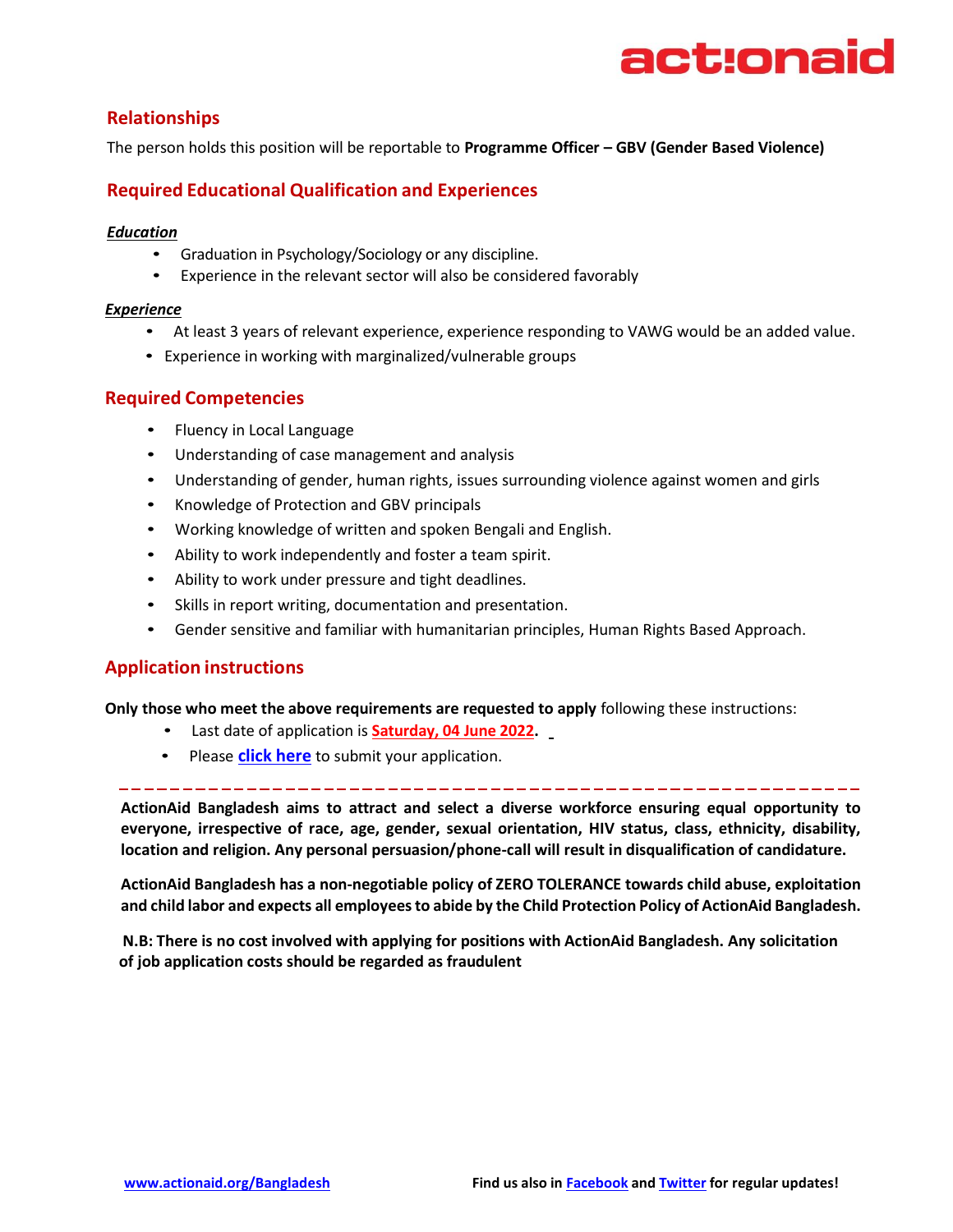## Relationships

The person holds this position will be reportable to **Programme Officer – GBV (Gender Based Violence)**

## Required Educational Qualification and Experiences

***Education***

- Graduation in Psychology/Sociology or any discipline.
- Experience in the relevant sector will also be considered favorably

***Experience***

- At least 3 years of relevant experience, experience responding to VAWG would be an added value.
- Experience in working with marginalized/vulnerable groups

## Required Competencies

- Fluency in Local Language
- Understanding of case management and analysis
- Understanding of gender, human rights, issues surrounding violence against women and girls
- Knowledge of Protection and GBV principals
- Working knowledge of written and spoken Bengali and English.
- Ability to work independently and foster a team spirit.
- Ability to work under pressure and tight deadlines.
- Skills in report writing, documentation and presentation.
- Gender sensitive and familiar with humanitarian principles, Human Rights Based Approach.

## Application instructions

**Only those who meet the above requirements are requested to apply** following these instructions:

- Last date of application is **Saturday, 04 June 2022**.
- Please **click here** to submit your application.

---

**ActionAid Bangladesh aims to attract and select a diverse workforce ensuring equal opportunity to everyone, irrespective of race, age, gender, sexual orientation, HIV status, class, ethnicity, disability, location and religion. Any personal persuasion/phone-call will result in disqualification of candidature.**

**ActionAid Bangladesh has a non-negotiable policy of ZERO TOLERANCE towards child abuse, exploitation and child labor and expects all employees to abide by the Child Protection Policy of ActionAid Bangladesh.**

**N.B: There is no cost involved with applying for positions with ActionAid Bangladesh. Any solicitation of job application costs should be regarded as fraudulent**

www.actionaid.org/Bangladesh **Find us also in Facebook and Twitter for regular updates!**